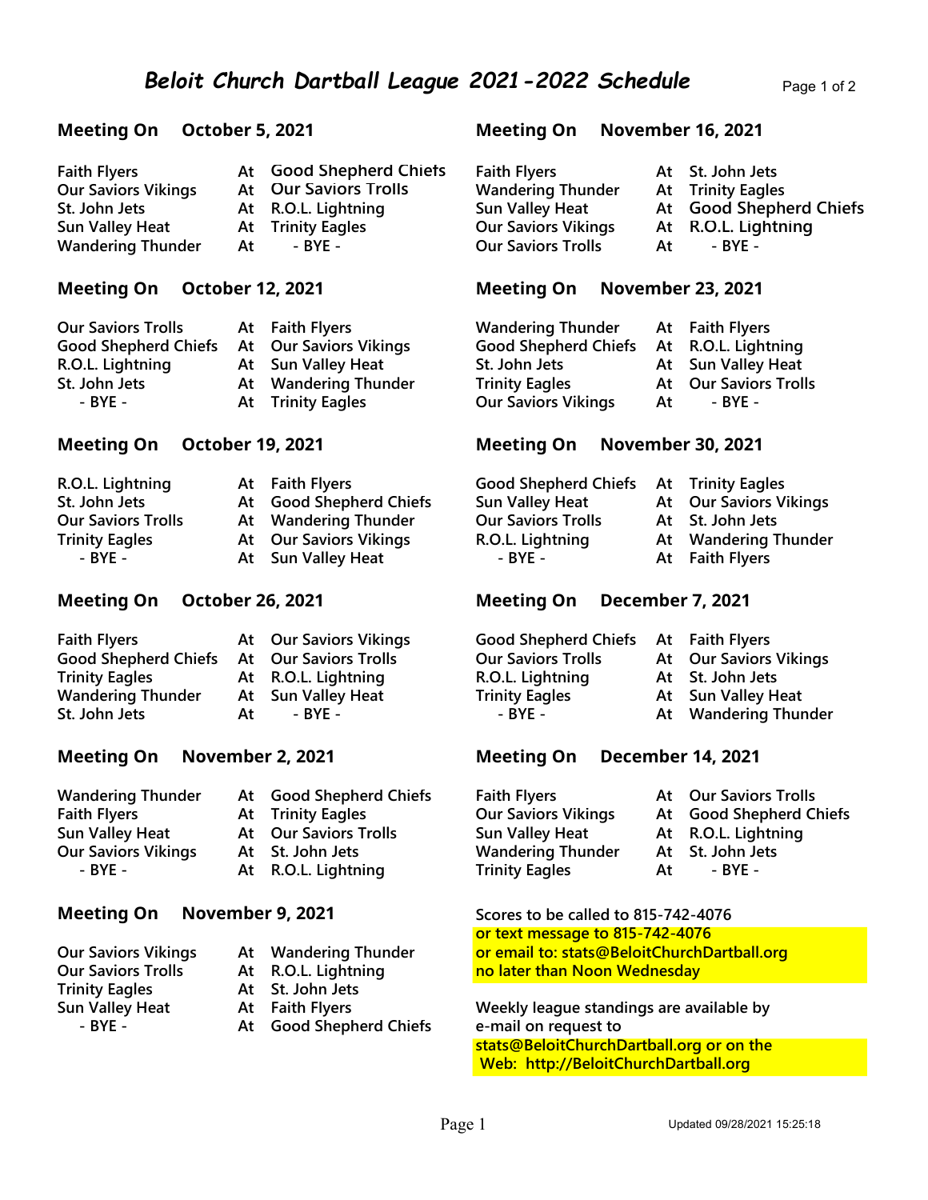# Beloit Church Dartball League 2021-2022 Schedule

## Meeting On October 5, 2021

| | | |
|---|---|---|
| Faith Flyers | At | Good Shepherd Chiefs |
| Our Saviors Vikings | At | Our Saviors Trolls |
| St. John Jets | At | R.O.L. Lightning |
| Sun Valley Heat | At | Trinity Eagles |
| Wandering Thunder | At | - BYE - |

## Meeting On October 12, 2021

| | | |
|---|---|---|
| Our Saviors Trolls | At | Faith Flyers |
| Good Shepherd Chiefs | At | Our Saviors Vikings |
| R.O.L. Lightning | At | Sun Valley Heat |
| St. John Jets | At | Wandering Thunder |
| - BYE - | At | Trinity Eagles |

## Meeting On October 19, 2021

| | | |
|---|---|---|
| R.O.L. Lightning | At | Faith Flyers |
| St. John Jets | At | Good Shepherd Chiefs |
| Our Saviors Trolls | At | Wandering Thunder |
| Trinity Eagles | At | Our Saviors Vikings |
| - BYE - | At | Sun Valley Heat |

## Meeting On October 26, 2021

| | | |
|---|---|---|
| Faith Flyers | At | Our Saviors Vikings |
| Good Shepherd Chiefs | At | Our Saviors Trolls |
| Trinity Eagles | At | R.O.L. Lightning |
| Wandering Thunder | At | Sun Valley Heat |
| St. John Jets | At | - BYE - |

## Meeting On November 2, 2021

| | | |
|---|---|---|
| Wandering Thunder | At | Good Shepherd Chiefs |
| Faith Flyers | At | Trinity Eagles |
| Sun Valley Heat | At | Our Saviors Trolls |
| Our Saviors Vikings | At | St. John Jets |
| - BYE - | At | R.O.L. Lightning |

## Meeting On November 9, 2021

| | | |
|---|---|---|
| Our Saviors Vikings | At | Wandering Thunder |
| Our Saviors Trolls | At | R.O.L. Lightning |
| Trinity Eagles | At | St. John Jets |
| Sun Valley Heat | At | Faith Flyers |
| - BYE - | At | Good Shepherd Chiefs |

## Meeting On November 16, 2021

| | | |
|---|---|---|
| Faith Flyers | At | St. John Jets |
| Wandering Thunder | At | Trinity Eagles |
| Sun Valley Heat | At | Good Shepherd Chiefs |
| Our Saviors Vikings | At | R.O.L. Lightning |
| Our Saviors Trolls | At | - BYE - |

## Meeting On November 23, 2021

| | | |
|---|---|---|
| Wandering Thunder | At | Faith Flyers |
| Good Shepherd Chiefs | At | R.O.L. Lightning |
| St. John Jets | At | Sun Valley Heat |
| Trinity Eagles | At | Our Saviors Trolls |
| Our Saviors Vikings | At | - BYE - |

## Meeting On November 30, 2021

| | | |
|---|---|---|
| Good Shepherd Chiefs | At | Trinity Eagles |
| Sun Valley Heat | At | Our Saviors Vikings |
| Our Saviors Trolls | At | St. John Jets |
| R.O.L. Lightning | At | Wandering Thunder |
| - BYE - | At | Faith Flyers |

## Meeting On December 7, 2021

| | | |
|---|---|---|
| Good Shepherd Chiefs | At | Faith Flyers |
| Our Saviors Trolls | At | Our Saviors Vikings |
| R.O.L. Lightning | At | St. John Jets |
| Trinity Eagles | At | Sun Valley Heat |
| - BYE - | At | Wandering Thunder |

## Meeting On December 14, 2021

| | | |
|---|---|---|
| Faith Flyers | At | Our Saviors Trolls |
| Our Saviors Vikings | At | Good Shepherd Chiefs |
| Sun Valley Heat | At | R.O.L. Lightning |
| Wandering Thunder | At | St. John Jets |
| Trinity Eagles | At | - BYE - |

Scores to be called to 815-742-4076
or text message to 815-742-4076
or email to: stats@BeloitChurchDartball.org
no later than Noon Wednesday

Weekly league standings are available by e-mail on request to stats@BeloitChurchDartball.org or on the Web: http://BeloitChurchDartball.org

Updated 09/28/2021 15:25:18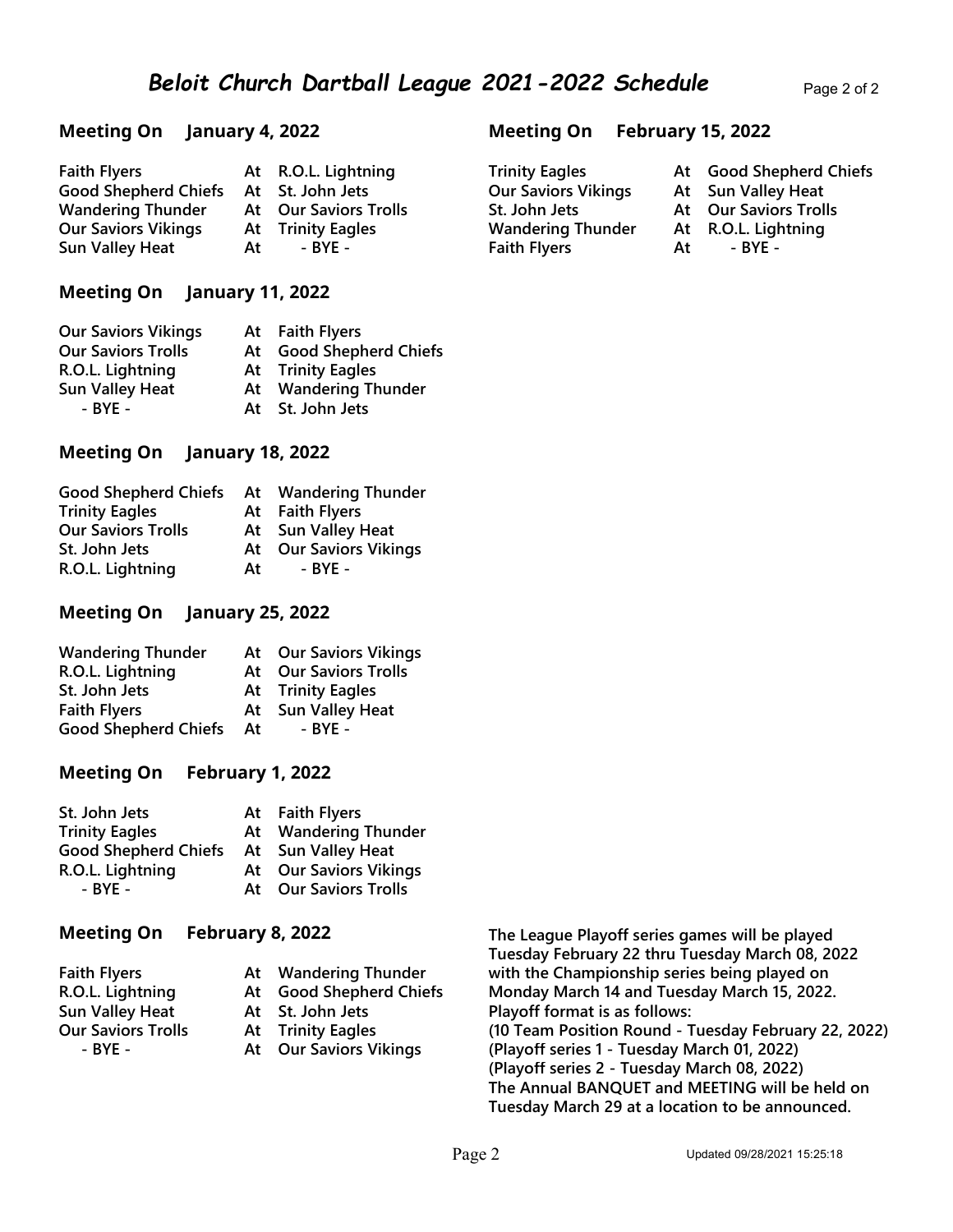# *Beloit Church Dartball League 2021-2022 Schedule*

### Meeting On January 4, 2022

| | | |
|---|---|---|
| Faith Flyers | At | R.O.L. Lightning |
| Good Shepherd Chiefs | At | St. John Jets |
| Wandering Thunder | At | Our Saviors Trolls |
| Our Saviors Vikings | At | Trinity Eagles |
| Sun Valley Heat | At | - BYE - |

### Meeting On January 11, 2022

| | | |
|---|---|---|
| Our Saviors Vikings | At | Faith Flyers |
| Our Saviors Trolls | At | Good Shepherd Chiefs |
| R.O.L. Lightning | At | Trinity Eagles |
| Sun Valley Heat | At | Wandering Thunder |
| - BYE - | At | St. John Jets |

### Meeting On January 18, 2022

| | | |
|---|---|---|
| Good Shepherd Chiefs | At | Wandering Thunder |
| Trinity Eagles | At | Faith Flyers |
| Our Saviors Trolls | At | Sun Valley Heat |
| St. John Jets | At | Our Saviors Vikings |
| R.O.L. Lightning | At | - BYE - |

### Meeting On January 25, 2022

| | | |
|---|---|---|
| Wandering Thunder | At | Our Saviors Vikings |
| R.O.L. Lightning | At | Our Saviors Trolls |
| St. John Jets | At | Trinity Eagles |
| Faith Flyers | At | Sun Valley Heat |
| Good Shepherd Chiefs | At | - BYE - |

### Meeting On February 1, 2022

| | | |
|---|---|---|
| St. John Jets | At | Faith Flyers |
| Trinity Eagles | At | Wandering Thunder |
| Good Shepherd Chiefs | At | Sun Valley Heat |
| R.O.L. Lightning | At | Our Saviors Vikings |
| - BYE - | At | Our Saviors Trolls |

### Meeting On February 8, 2022

| | | |
|---|---|---|
| Faith Flyers | At | Wandering Thunder |
| R.O.L. Lightning | At | Good Shepherd Chiefs |
| Sun Valley Heat | At | St. John Jets |
| Our Saviors Trolls | At | Trinity Eagles |
| - BYE - | At | Our Saviors Vikings |

### Meeting On February 15, 2022

| | | |
|---|---|---|
| Trinity Eagles | At | Good Shepherd Chiefs |
| Our Saviors Vikings | At | Sun Valley Heat |
| St. John Jets | At | Our Saviors Trolls |
| Wandering Thunder | At | R.O.L. Lightning |
| Faith Flyers | At | - BYE - |

**The League Playoff series games will be played Tuesday February 22 thru Tuesday March 08, 2022 with the Championship series being played on Monday March 14 and Tuesday March 15, 2022. Playoff format is as follows:**
**(10 Team Position Round - Tuesday February 22, 2022)**
**(Playoff series 1 - Tuesday March 01, 2022)**
**(Playoff series 2 - Tuesday March 08, 2022)**
**The Annual BANQUET and MEETING will be held on Tuesday March 29 at a location to be announced.**

Updated 09/28/2021 15:25:18